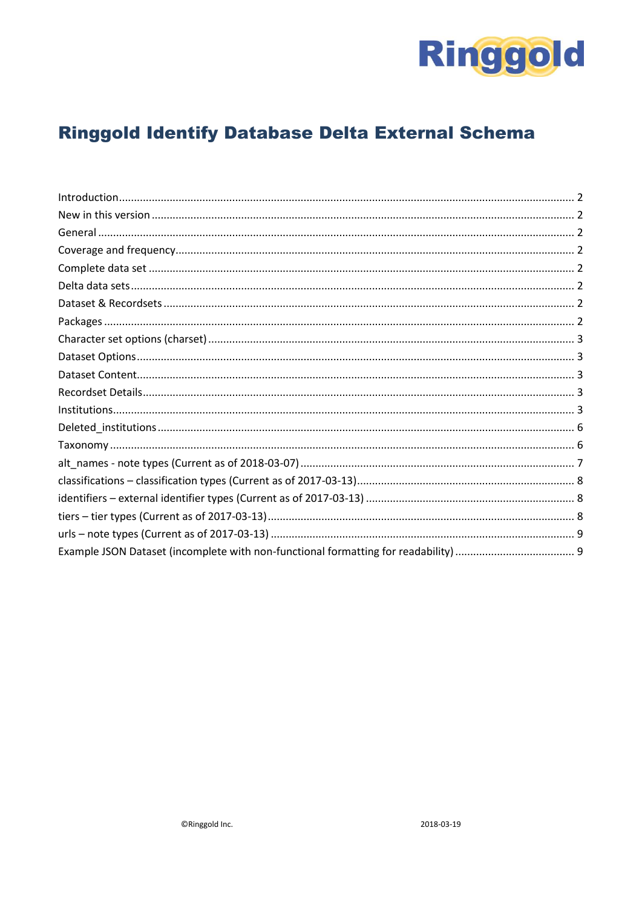Ringgold

# Ringgold Identify Database Delta External Schema

Introduction ........ 2
New in this version ........ 2
General ........ 2
Coverage and frequency ........ 2
Complete data set ........ 2
Delta data sets ........ 2
Dataset & Recordsets ........ 2
Packages ........ 2
Character set options (charset) ........ 3
Dataset Options ........ 3
Dataset Content ........ 3
Recordset Details ........ 3
Institutions ........ 3
Deleted_institutions ........ 6
Taxonomy ........ 6
alt_names - note types (Current as of 2018-03-07) ........ 7
classifications – classification types (Current as of 2017-03-13) ........ 8
identifiers – external identifier types (Current as of 2017-03-13) ........ 8
tiers – tier types (Current as of 2017-03-13) ........ 8
urls – note types (Current as of 2017-03-13) ........ 9
Example JSON Dataset (incomplete with non-functional formatting for readability) ........ 9

©Ringgold Inc. 2018-03-19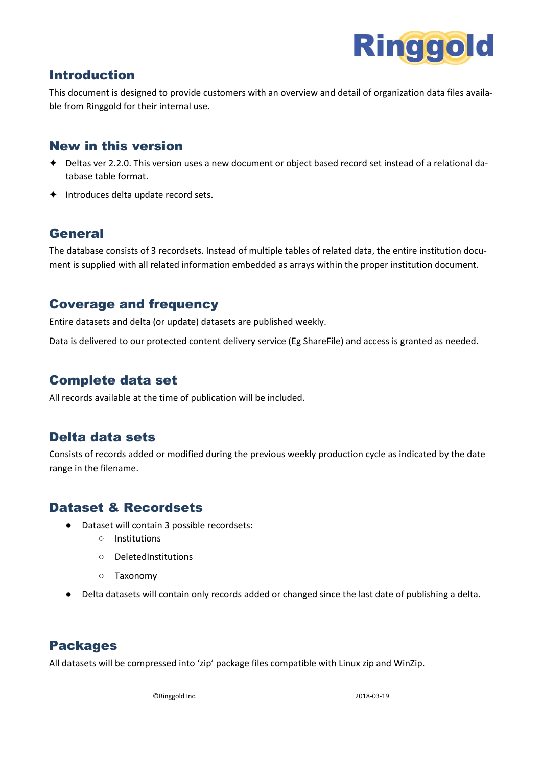## Introduction

This document is designed to provide customers with an overview and detail of organization data files available from Ringgold for their internal use.

## New in this version

- Deltas ver 2.2.0. This version uses a new document or object based record set instead of a relational database table format.
- Introduces delta update record sets.

## General

The database consists of 3 recordsets. Instead of multiple tables of related data, the entire institution document is supplied with all related information embedded as arrays within the proper institution document.

## Coverage and frequency

Entire datasets and delta (or update) datasets are published weekly.

Data is delivered to our protected content delivery service (Eg ShareFile) and access is granted as needed.

## Complete data set

All records available at the time of publication will be included.

## Delta data sets

Consists of records added or modified during the previous weekly production cycle as indicated by the date range in the filename.

## Dataset & Recordsets

- Dataset will contain 3 possible recordsets:
  - Institutions
  - DeletedInstitutions
  - Taxonomy
- Delta datasets will contain only records added or changed since the last date of publishing a delta.

## Packages

All datasets will be compressed into 'zip' package files compatible with Linux zip and WinZip.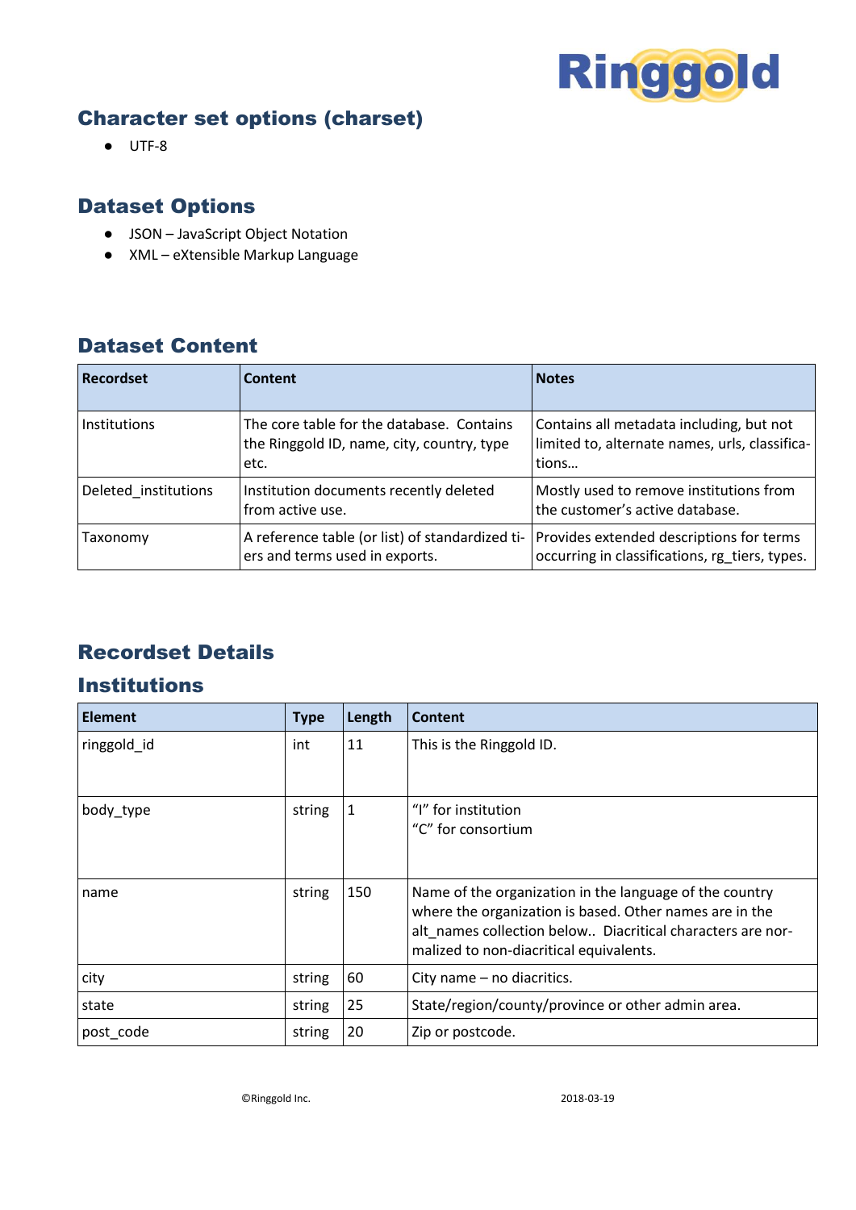## Character set options (charset)

- UTF-8

## Dataset Options

- JSON – JavaScript Object Notation
- XML – eXtensible Markup Language

## Dataset Content

| Recordset | Content | Notes |
|---|---|---|
| Institutions | The core table for the database. Contains the Ringgold ID, name, city, country, type etc. | Contains all metadata including, but not limited to, alternate names, urls, classifications… |
| Deleted_institutions | Institution documents recently deleted from active use. | Mostly used to remove institutions from the customer's active database. |
| Taxonomy | A reference table (or list) of standardized tiers and terms used in exports. | Provides extended descriptions for terms occurring in classifications, rg_tiers, types. |

## Recordset Details

## Institutions

| Element | Type | Length | Content |
|---|---|---|---|
| ringgold_id | int | 11 | This is the Ringgold ID. |
| body_type | string | 1 | "I" for institution<br>"C" for consortium |
| name | string | 150 | Name of the organization in the language of the country where the organization is based. Other names are in the alt_names collection below.. Diacritical characters are normalized to non-diacritical equivalents. |
| city | string | 60 | City name – no diacritics. |
| state | string | 25 | State/region/county/province or other admin area. |
| post_code | string | 20 | Zip or postcode. |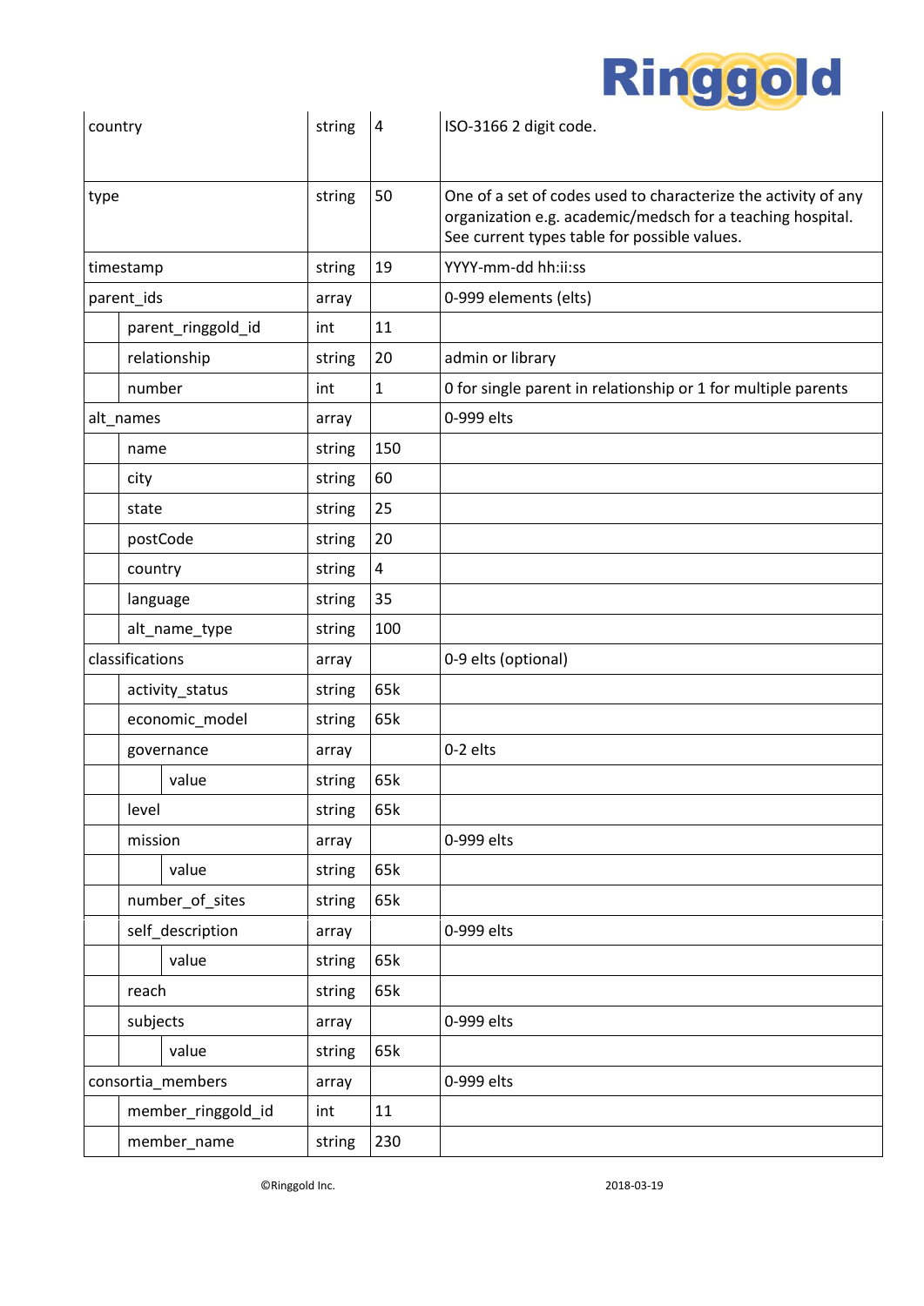| | | | | |
|---|---|---|---|---|
| country | | string | 4 | ISO-3166 2 digit code. |
| type | | string | 50 | One of a set of codes used to characterize the activity of any organization e.g. academic/medsch for a teaching hospital. See current types table for possible values. |
| timestamp | | string | 19 | YYYY-mm-dd hh:ii:ss |
| parent_ids | | array | | 0-999 elements (elts) |
| | parent_ringgold_id | int | 11 | |
| | relationship | string | 20 | admin or library |
| | number | int | 1 | 0 for single parent in relationship or 1 for multiple parents |
| alt_names | | array | | 0-999 elts |
| | name | string | 150 | |
| | city | string | 60 | |
| | state | string | 25 | |
| | postCode | string | 20 | |
| | country | string | 4 | |
| | language | string | 35 | |
| | alt_name_type | string | 100 | |
| classifications | | array | | 0-9 elts (optional) |
| | activity_status | string | 65k | |
| | economic_model | string | 65k | |
| | governance | array | | 0-2 elts |
| | value | string | 65k | |
| | level | string | 65k | |
| | mission | array | | 0-999 elts |
| | value | string | 65k | |
| | number_of_sites | string | 65k | |
| | self_description | array | | 0-999 elts |
| | value | string | 65k | |
| | reach | string | 65k | |
| | subjects | array | | 0-999 elts |
| | value | string | 65k | |
| consortia_members | | array | | 0-999 elts |
| | member_ringgold_id | int | 11 | |
| | member_name | string | 230 | |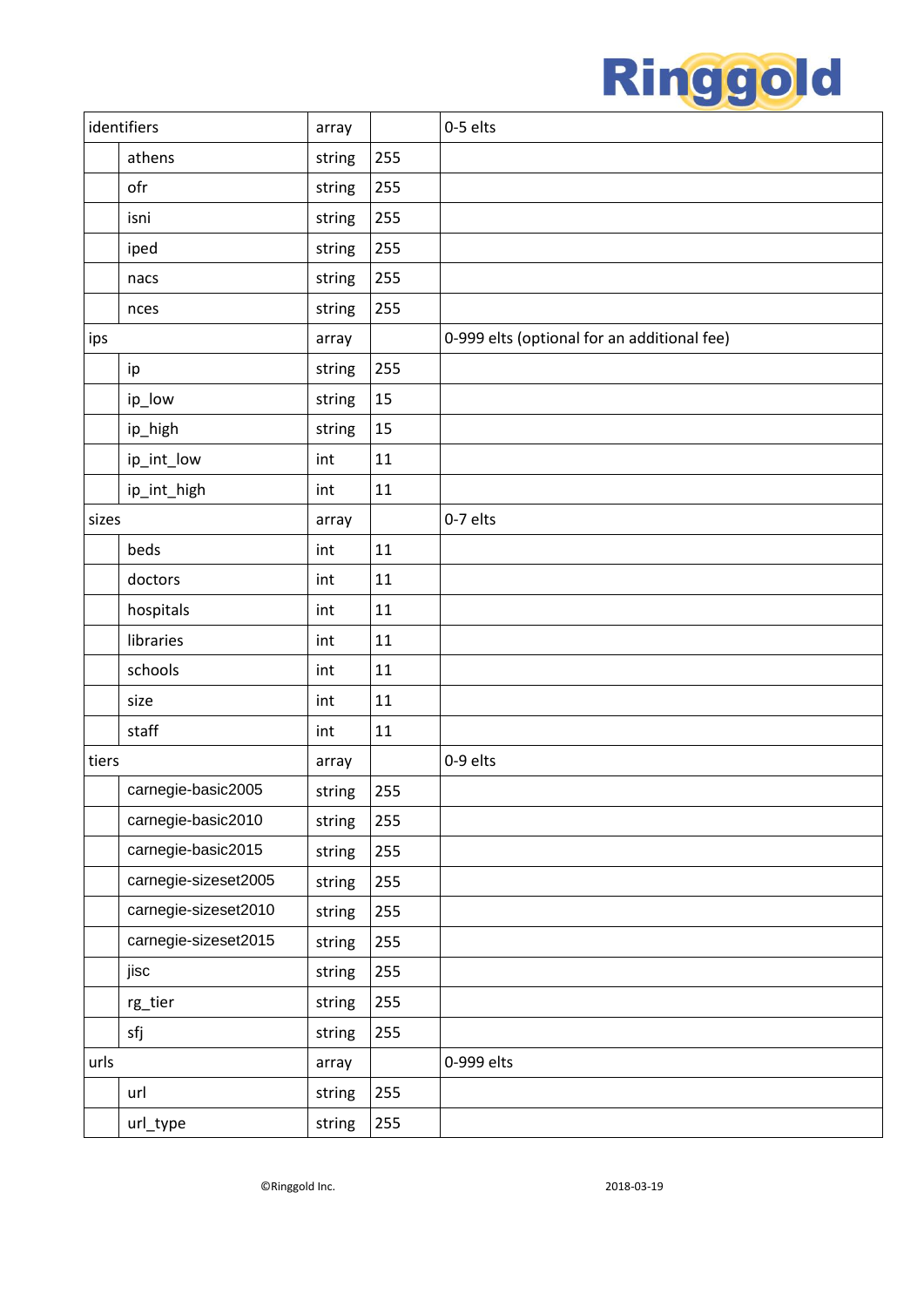| identifiers | | array | | 0-5 elts |
|---|---|---|---|---|
| | athens | string | 255 | |
| | ofr | string | 255 | |
| | isni | string | 255 | |
| | iped | string | 255 | |
| | nacs | string | 255 | |
| | nces | string | 255 | |
| ips | | array | | 0-999 elts (optional for an additional fee) |
| | ip | string | 255 | |
| | ip_low | string | 15 | |
| | ip_high | string | 15 | |
| | ip_int_low | int | 11 | |
| | ip_int_high | int | 11 | |
| sizes | | array | | 0-7 elts |
| | beds | int | 11 | |
| | doctors | int | 11 | |
| | hospitals | int | 11 | |
| | libraries | int | 11 | |
| | schools | int | 11 | |
| | size | int | 11 | |
| | staff | int | 11 | |
| tiers | | array | | 0-9 elts |
| | carnegie-basic2005 | string | 255 | |
| | carnegie-basic2010 | string | 255 | |
| | carnegie-basic2015 | string | 255 | |
| | carnegie-sizeset2005 | string | 255 | |
| | carnegie-sizeset2010 | string | 255 | |
| | carnegie-sizeset2015 | string | 255 | |
| | jisc | string | 255 | |
| | rg_tier | string | 255 | |
| | sfj | string | 255 | |
| urls | | array | | 0-999 elts |
| | url | string | 255 | |
| | url_type | string | 255 | |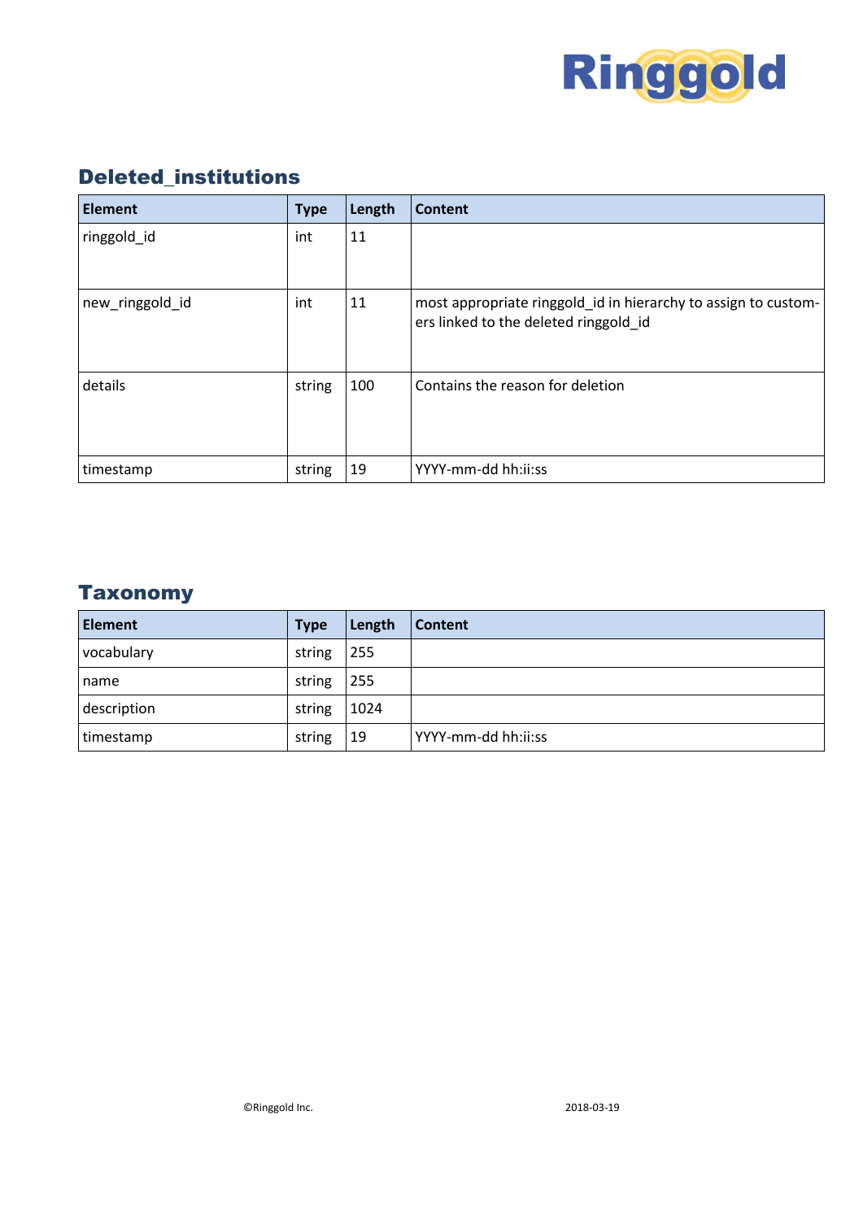## Deleted_institutions

| Element | Type | Length | Content |
|---|---|---|---|
| ringgold_id | int | 11 | |
| new_ringgold_id | int | 11 | most appropriate ringgold_id in hierarchy to assign to customers linked to the deleted ringgold_id |
| details | string | 100 | Contains the reason for deletion |
| timestamp | string | 19 | YYYY-mm-dd hh:ii:ss |

## Taxonomy

| Element | Type | Length | Content |
|---|---|---|---|
| vocabulary | string | 255 | |
| name | string | 255 | |
| description | string | 1024 | |
| timestamp | string | 19 | YYYY-mm-dd hh:ii:ss |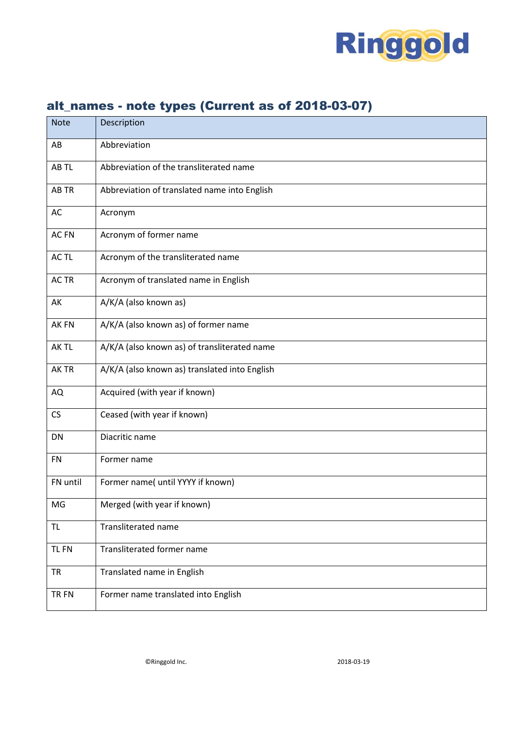## alt_names - note types (Current as of 2018-03-07)

| Note | Description |
|---|---|
| AB | Abbreviation |
| AB TL | Abbreviation of the transliterated name |
| AB TR | Abbreviation of translated name into English |
| AC | Acronym |
| AC FN | Acronym of former name |
| AC TL | Acronym of the transliterated name |
| AC TR | Acronym of translated name in English |
| AK | A/K/A (also known as) |
| AK FN | A/K/A (also known as) of former name |
| AK TL | A/K/A (also known as) of transliterated name |
| AK TR | A/K/A (also known as) translated into English |
| AQ | Acquired (with year if known) |
| CS | Ceased (with year if known) |
| DN | Diacritic name |
| FN | Former name |
| FN until | Former name( until YYYY if known) |
| MG | Merged (with year if known) |
| TL | Transliterated name |
| TL FN | Transliterated former name |
| TR | Translated name in English |
| TR FN | Former name translated into English |

©Ringgold Inc.    2018-03-19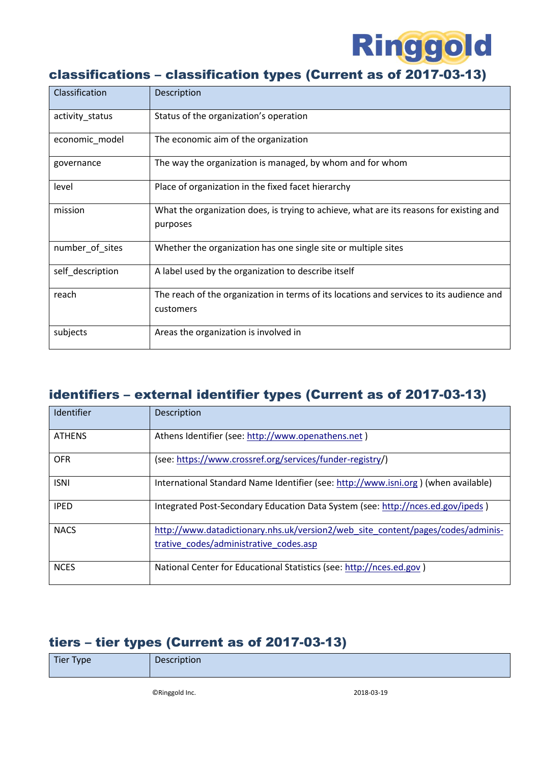## classifications – classification types (Current as of 2017-03-13)

| Classification | Description |
|---|---|
| activity_status | Status of the organization's operation |
| economic_model | The economic aim of the organization |
| governance | The way the organization is managed, by whom and for whom |
| level | Place of organization in the fixed facet hierarchy |
| mission | What the organization does, is trying to achieve, what are its reasons for existing and purposes |
| number_of_sites | Whether the organization has one single site or multiple sites |
| self_description | A label used by the organization to describe itself |
| reach | The reach of the organization in terms of its locations and services to its audience and customers |
| subjects | Areas the organization is involved in |

## identifiers – external identifier types (Current as of 2017-03-13)

| Identifier | Description |
|---|---|
| ATHENS | Athens Identifier (see: http://www.openathens.net ) |
| OFR | (see: https://www.crossref.org/services/funder-registry/) |
| ISNI | International Standard Name Identifier (see: http://www.isni.org ) (when available) |
| IPED | Integrated Post-Secondary Education Data System (see: http://nces.ed.gov/ipeds ) |
| NACS | http://www.datadictionary.nhs.uk/version2/web_site_content/pages/codes/administrative_codes/administrative_codes.asp |
| NCES | National Center for Educational Statistics (see: http://nces.ed.gov ) |

## tiers – tier types (Current as of 2017-03-13)

| Tier Type | Description |
|---|---|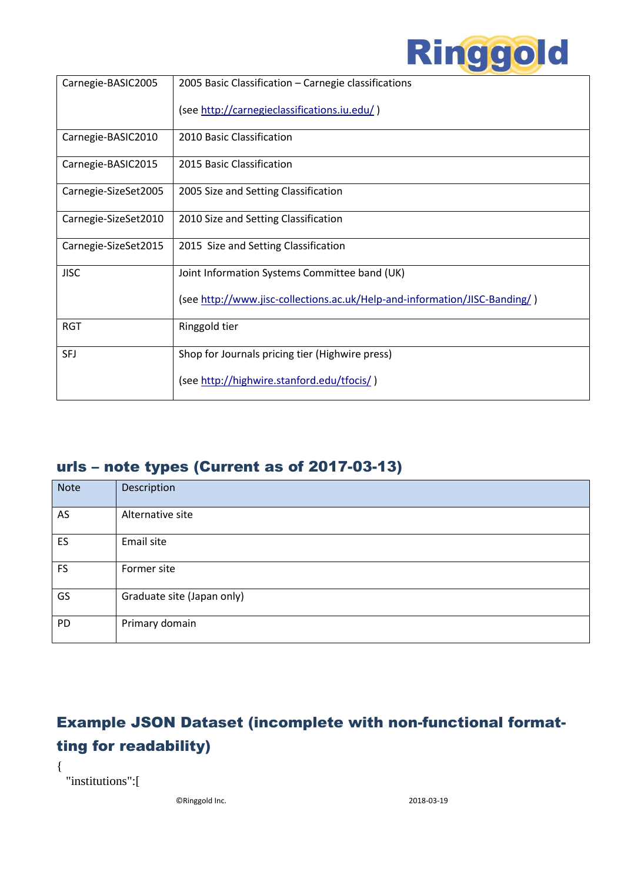| Carnegie-BASIC2005 | 2005 Basic Classification – Carnegie classifications<br><br>(see http://carnegieclassifications.iu.edu/ ) |
|---|---|
| Carnegie-BASIC2010 | 2010 Basic Classification |
| Carnegie-BASIC2015 | 2015 Basic Classification |
| Carnegie-SizeSet2005 | 2005 Size and Setting Classification |
| Carnegie-SizeSet2010 | 2010 Size and Setting Classification |
| Carnegie-SizeSet2015 | 2015  Size and Setting Classification |
| JISC | Joint Information Systems Committee band (UK)<br><br>(see http://www.jisc-collections.ac.uk/Help-and-information/JISC-Banding/ ) |
| RGT | Ringgold tier |
| SFJ | Shop for Journals pricing tier (Highwire press)<br><br>(see http://highwire.stanford.edu/tfocis/ ) |

## urls – note types (Current as of 2017-03-13)

| Note | Description |
|---|---|
| AS | Alternative site |
| ES | Email site |
| FS | Former site |
| GS | Graduate site (Japan only) |
| PD | Primary domain |

## Example JSON Dataset (incomplete with non-functional formatting for readability)

```
{
  "institutions":[
```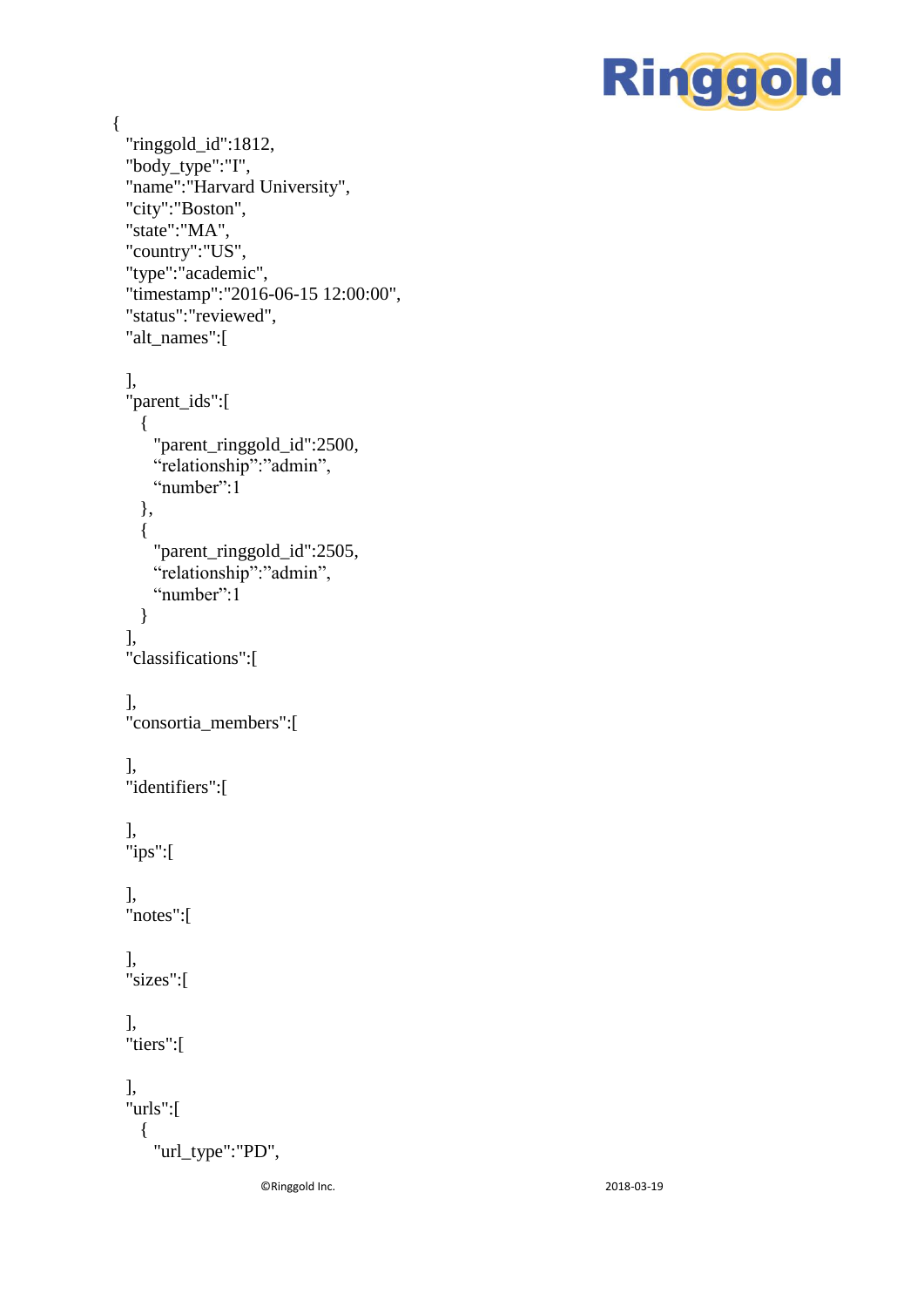```
{
  "ringgold_id":1812,
  "body_type":"I",
  "name":"Harvard University",
  "city":"Boston",
  "state":"MA",
  "country":"US",
  "type":"academic",
  "timestamp":"2016-06-15 12:00:00",
  "status":"reviewed",
  "alt_names":[

  ],
  "parent_ids":[
    {
      "parent_ringgold_id":2500,
      "relationship":"admin",
      "number":1
    },
    {
      "parent_ringgold_id":2505,
      "relationship":"admin",
      "number":1
    }
  ],
  "classifications":[

  ],
  "consortia_members":[

  ],
  "identifiers":[

  ],
  "ips":[

  ],
  "notes":[

  ],
  "sizes":[

  ],
  "tiers":[

  ],
  "urls":[
    {
      "url_type":"PD",
```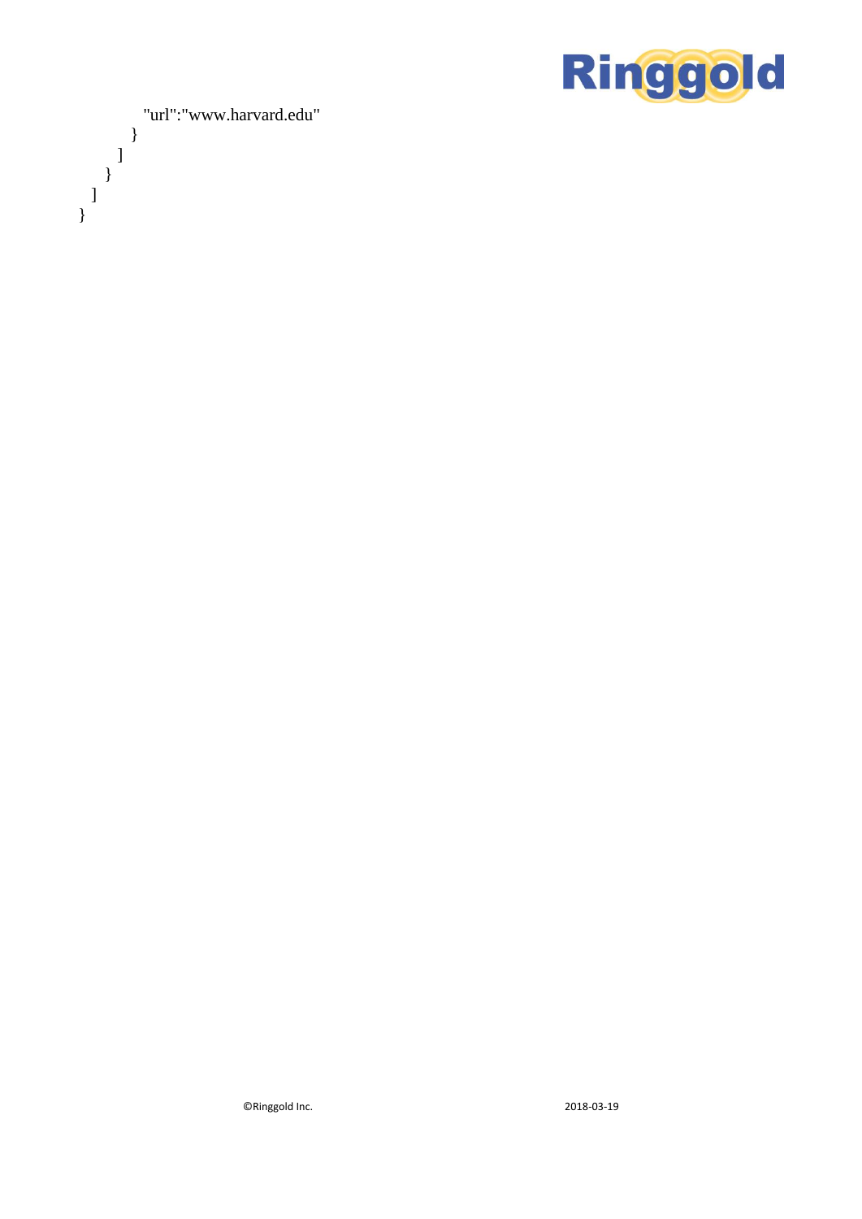```
          "url":"www.harvard.edu"
        }
      ]
    }
  ]
}
```